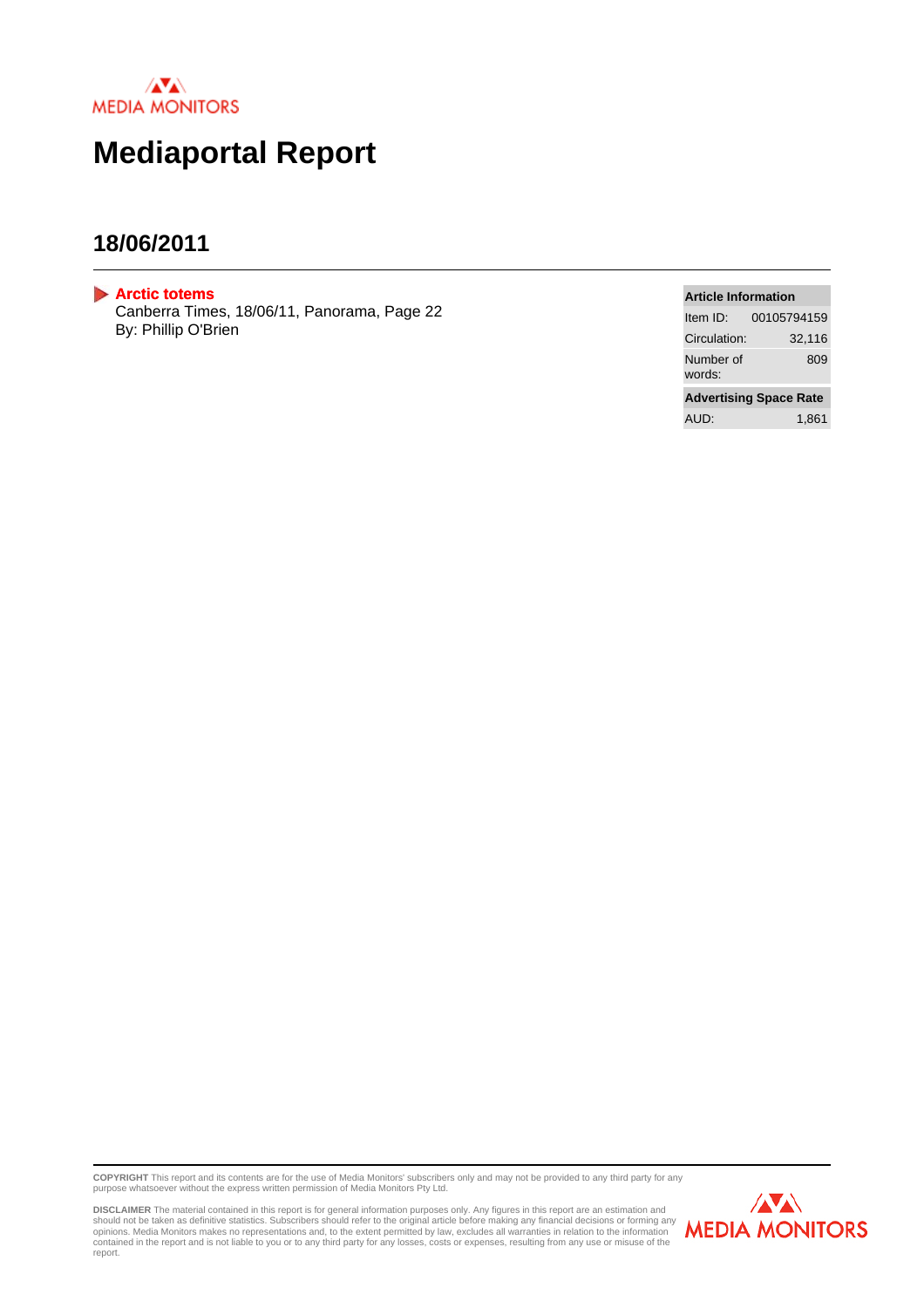MEDIA MONITORS

# Mediaportal Report

## 18/06/2011

**Arctic totems**
Canberra Times, 18/06/11, Panorama, Page 22
By: Phillip O'Brien

| Article Information | |
|---|---|
| Item ID: | 00105794159 |
| Circulation: | 32,116 |
| Number of words: | 809 |
| **Advertising Space Rate** | |
| AUD: | 1,861 |

**COPYRIGHT** This report and its contents are for the use of Media Monitors' subscribers only and may not be provided to any third party for any purpose whatsoever without the express written permission of Media Monitors Pty Ltd.

**DISCLAIMER** The material contained in this report is for general information purposes only. Any figures in this report are an estimation and should not be taken as definitive statistics. Subscribers should refer to the original article before making any financial decisions or forming any opinions. Media Monitors makes no representations and, to the extent permitted by law, excludes all warranties in relation to the information contained in the report and is not liable to you or to any third party for any losses, costs or expenses, resulting from any use or misuse of the report.

MEDIA MONITORS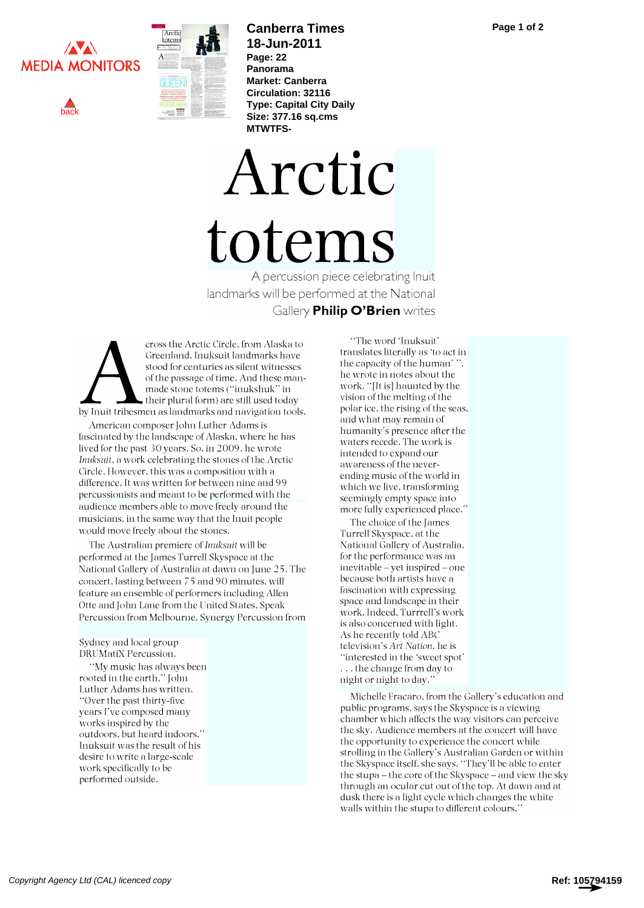# Arctic totems

A percussion piece celebrating Inuit landmarks will be performed at the National Gallery **Philip O'Brien** writes

Across the Arctic Circle, from Alaska to Greenland, Inuksuit landmarks have stood for centuries as silent witnesses of the passage of time. And these man-made stone totems ("inukshuk" in their plural form) are still used today by Inuit tribesmen as landmarks and navigation tools.

American composer John Luther Adams is fascinated by the landscape of Alaska, where he has lived for the past 30 years. So, in 2009, he wrote *Inuksuit*, a work celebrating the stones of the Arctic Circle. However, this was a composition with a difference. It was written for between nine and 99 percussionists and meant to be performed with the audience members able to move freely around the musicians, in the same way that the Inuit people would move freely about the stones.

The Australian premiere of *Inuksuit* will be performed at the James Turrell Skyspace at the National Gallery of Australia at dawn on June 25. The concert, lasting between 75 and 90 minutes, will feature an ensemble of performers including Allen Otte and John Lane from the United States, Speak Percussion from Melbourne, Synergy Percussion from Sydney and local group DRUMatiX Percussion.

"My music has always been rooted in the earth," John Luther Adams has written. "Over the past thirty-five years I've composed many works inspired by the outdoors, but heard indoors." Inuksuit was the result of his desire to write a large-scale work specifically to be performed outside.

"The word 'Inuksuit' translates literally as 'to act in the capacity of the human' ", he wrote in notes about the work. "[It is] haunted by the vision of the melting of the polar ice, the rising of the seas, and what may remain of humanity's presence after the waters recede. The work is intended to expand our awareness of the never-ending music of the world in which we live, transforming seemingly empty space into more fully experienced place."

The choice of the James Turrell Skyspace, at the National Gallery of Australia, for the performance was an inevitable – yet inspired – one because both artists have a fascination with expressing space and landscape in their work. Indeed, Turrrell's work is also concerned with light. As he recently told ABC television's *Art Nation*, he is "interested in the 'sweet spot' . . . the change from day to night or night to day."

Michelle Fracaro, from the Gallery's education and public programs, says the Skyspace is a viewing chamber which affects the way visitors can perceive the sky. Audience members at the concert will have the opportunity to experience the concert while strolling in the Gallery's Australian Garden or within the Skyspace itself, she says. "They'll be able to enter the stupa – the core of the Skyspace – and view the sky through an ocular cut out of the top. At dawn and at dusk there is a light cycle which changes the white walls within the stupa to different colours."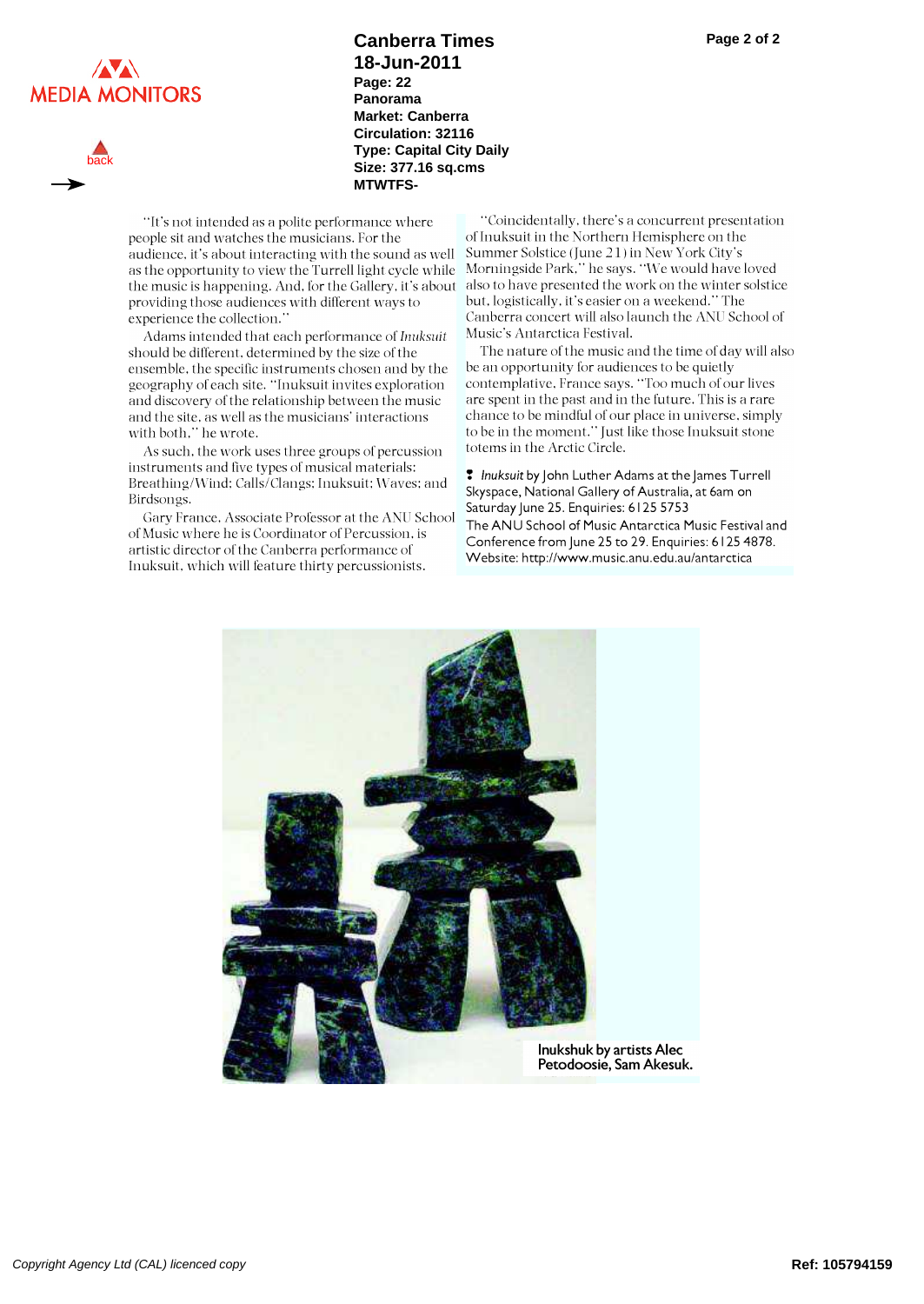"It's not intended as a polite performance where people sit and watches the musicians. For the audience, it's about interacting with the sound as well as the opportunity to view the Turrell light cycle while the music is happening. And, for the Gallery, it's about providing those audiences with different ways to experience the collection."

Adams intended that each performance of *Inuksuit* should be different, determined by the size of the ensemble, the specific instruments chosen and by the geography of each site. "Inuksuit invites exploration and discovery of the relationship between the music and the site, as well as the musicians' interactions with both," he wrote.

As such, the work uses three groups of percussion instruments and five types of musical materials: Breathing/Wind; Calls/Clangs; Inuksuit; Waves; and Birdsongs.

Gary France, Associate Professor at the ANU School of Music where he is Coordinator of Percussion, is artistic director of the Canberra performance of Inuksuit, which will feature thirty percussionists.

"Coincidentally, there's a concurrent presentation of Inuksuit in the Northern Hemisphere on the Summer Solstice (June 21) in New York City's Morningside Park," he says. "We would have loved also to have presented the work on the winter solstice but, logistically, it's easier on a weekend." The Canberra concert will also launch the ANU School of Music's Antarctica Festival.

The nature of the music and the time of day will also be an opportunity for audiences to be quietly contemplative, France says. "Too much of our lives are spent in the past and in the future. This is a rare chance to be mindful of our place in universe, simply to be in the moment." Just like those Inuksuit stone totems in the Arctic Circle.

*Inuksuit* by John Luther Adams at the James Turrell Skyspace, National Gallery of Australia, at 6am on Saturday June 25. Enquiries: 6125 5753
The ANU School of Music Antarctica Music Festival and Conference from June 25 to 29. Enquiries: 6125 4878.
Website: http://www.music.anu.edu.au/antarctica

Inukshuk by artists Alec Petodoosie, Sam Akesuk.